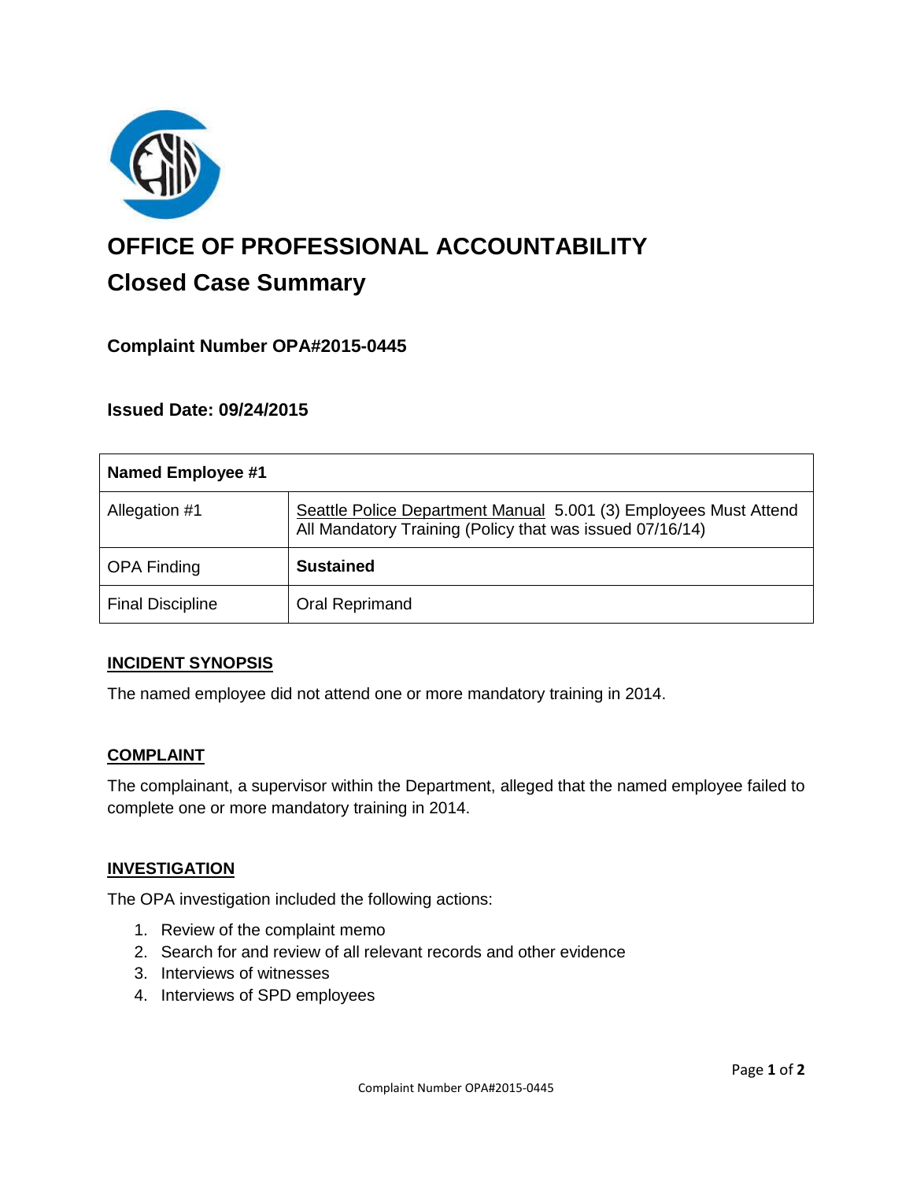# OFFICE OF PROFESSIONAL ACCOUNTABILITY

## Closed Case Summary

### Complaint Number OPA#2015-0445

### Issued Date: 09/24/2015

| Named Employee #1 | |
|---|---|
| Allegation #1 | Seattle Police Department Manual 5.001 (3) Employees Must Attend All Mandatory Training (Policy that was issued 07/16/14) |
| OPA Finding | **Sustained** |
| Final Discipline | Oral Reprimand |

#### INCIDENT SYNOPSIS

The named employee did not attend one or more mandatory training in 2014.

#### COMPLAINT

The complainant, a supervisor within the Department, alleged that the named employee failed to complete one or more mandatory training in 2014.

#### INVESTIGATION

The OPA investigation included the following actions:

1. Review of the complaint memo
2. Search for and review of all relevant records and other evidence
3. Interviews of witnesses
4. Interviews of SPD employees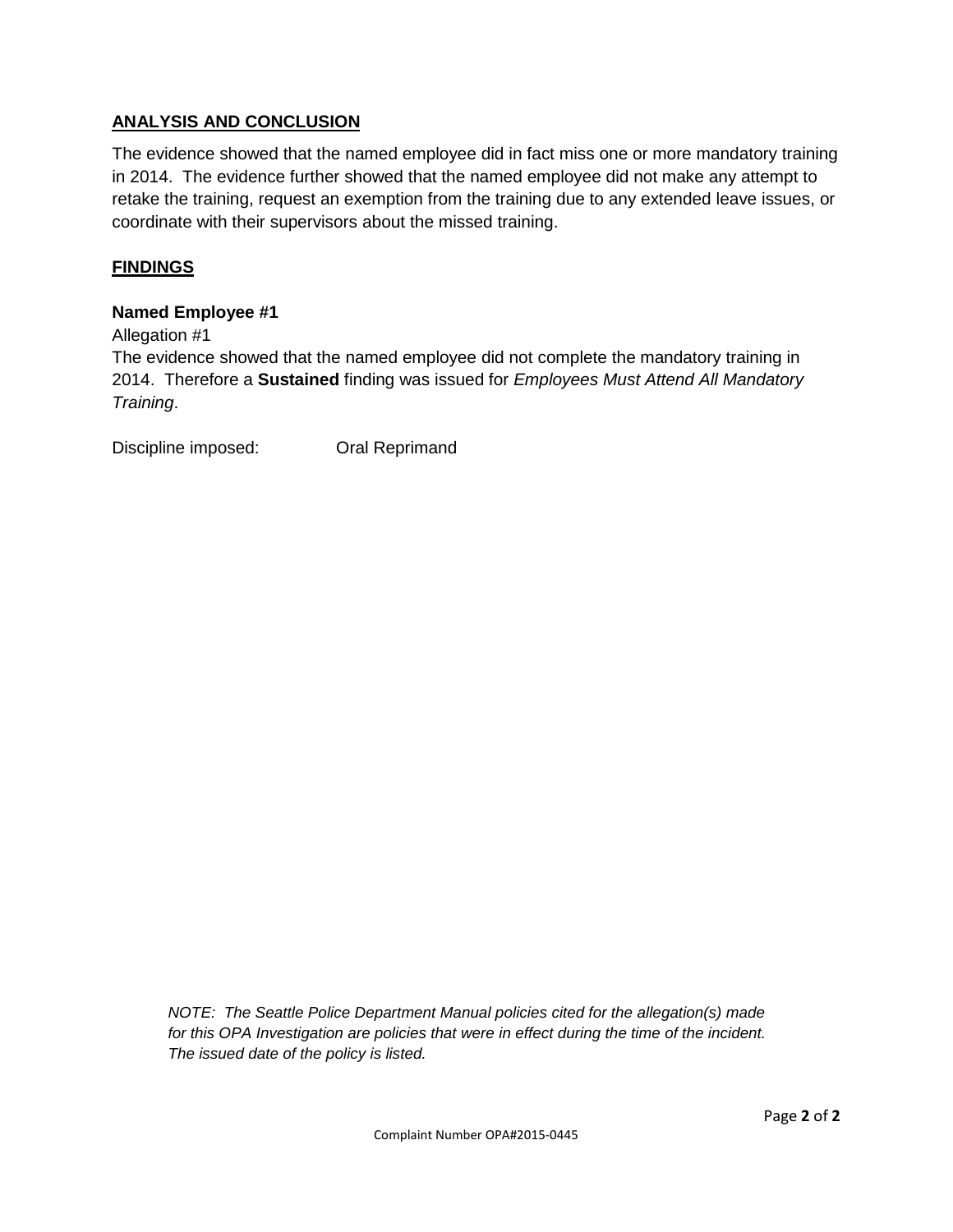## ANALYSIS AND CONCLUSION

The evidence showed that the named employee did in fact miss one or more mandatory training in 2014. The evidence further showed that the named employee did not make any attempt to retake the training, request an exemption from the training due to any extended leave issues, or coordinate with their supervisors about the missed training.

## FINDINGS

**Named Employee #1**

Allegation #1

The evidence showed that the named employee did not complete the mandatory training in 2014. Therefore a **Sustained** finding was issued for *Employees Must Attend All Mandatory Training*.

Discipline imposed: Oral Reprimand

*NOTE: The Seattle Police Department Manual policies cited for the allegation(s) made for this OPA Investigation are policies that were in effect during the time of the incident. The issued date of the policy is listed.*

Complaint Number OPA#2015-0445